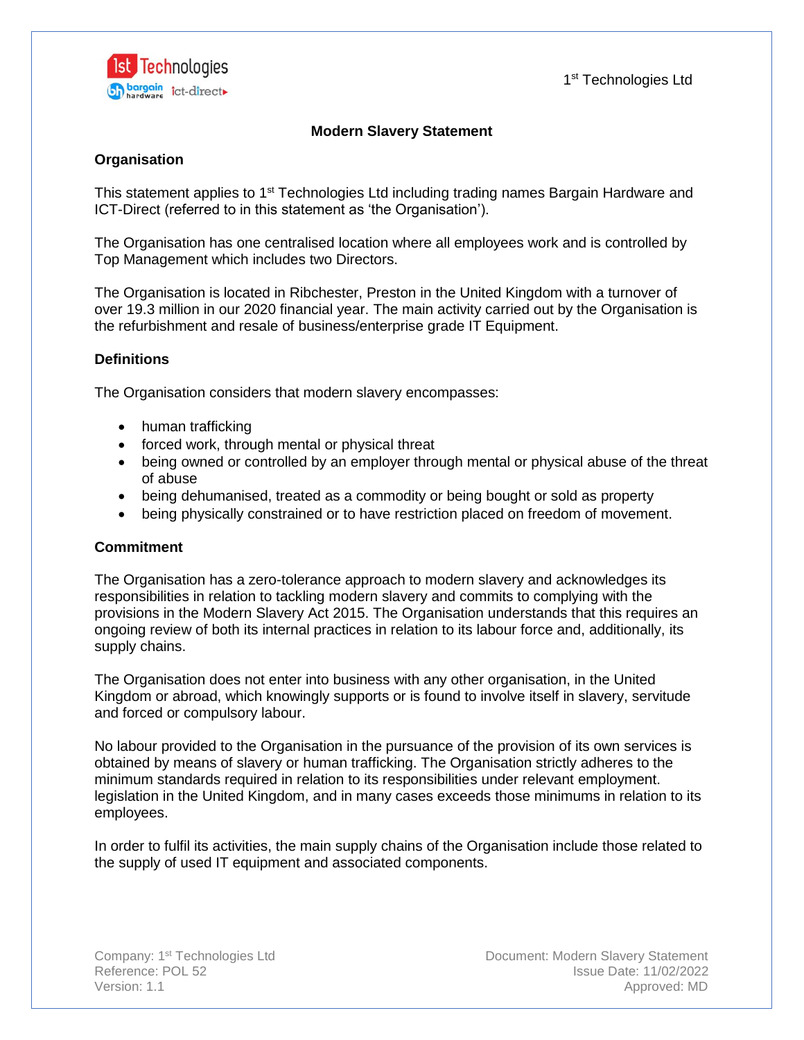1[st] Technologies Ltd

# Modern Slavery Statement

## Organisation

This statement applies to 1[st] Technologies Ltd including trading names Bargain Hardware and ICT-Direct (referred to in this statement as 'the Organisation').

The Organisation has one centralised location where all employees work and is controlled by Top Management which includes two Directors.

The Organisation is located in Ribchester, Preston in the United Kingdom with a turnover of over 19.3 million in our 2020 financial year. The main activity carried out by the Organisation is the refurbishment and resale of business/enterprise grade IT Equipment.

## Definitions

The Organisation considers that modern slavery encompasses:

- human trafficking
- forced work, through mental or physical threat
- being owned or controlled by an employer through mental or physical abuse of the threat of abuse
- being dehumanised, treated as a commodity or being bought or sold as property
- being physically constrained or to have restriction placed on freedom of movement.

## Commitment

The Organisation has a zero-tolerance approach to modern slavery and acknowledges its responsibilities in relation to tackling modern slavery and commits to complying with the provisions in the Modern Slavery Act 2015. The Organisation understands that this requires an ongoing review of both its internal practices in relation to its labour force and, additionally, its supply chains.

The Organisation does not enter into business with any other organisation, in the United Kingdom or abroad, which knowingly supports or is found to involve itself in slavery, servitude and forced or compulsory labour.

No labour provided to the Organisation in the pursuance of the provision of its own services is obtained by means of slavery or human trafficking. The Organisation strictly adheres to the minimum standards required in relation to its responsibilities under relevant employment. legislation in the United Kingdom, and in many cases exceeds those minimums in relation to its employees.

In order to fulfil its activities, the main supply chains of the Organisation include those related to the supply of used IT equipment and associated components.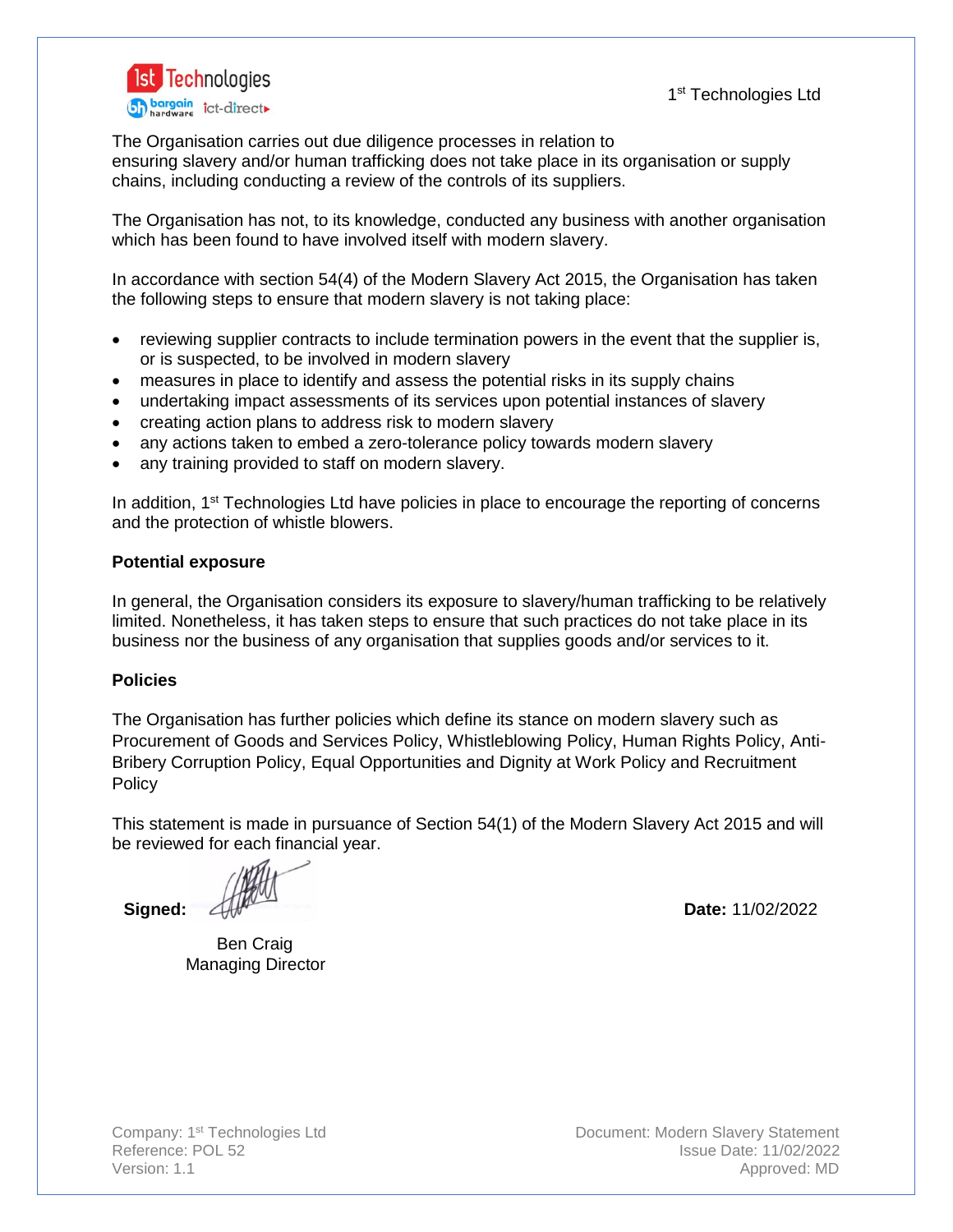The Organisation carries out due diligence processes in relation to ensuring slavery and/or human trafficking does not take place in its organisation or supply chains, including conducting a review of the controls of its suppliers.

The Organisation has not, to its knowledge, conducted any business with another organisation which has been found to have involved itself with modern slavery.

In accordance with section 54(4) of the Modern Slavery Act 2015, the Organisation has taken the following steps to ensure that modern slavery is not taking place:

- reviewing supplier contracts to include termination powers in the event that the supplier is, or is suspected, to be involved in modern slavery
- measures in place to identify and assess the potential risks in its supply chains
- undertaking impact assessments of its services upon potential instances of slavery
- creating action plans to address risk to modern slavery
- any actions taken to embed a zero-tolerance policy towards modern slavery
- any training provided to staff on modern slavery.

In addition, 1st Technologies Ltd have policies in place to encourage the reporting of concerns and the protection of whistle blowers.

**Potential exposure**

In general, the Organisation considers its exposure to slavery/human trafficking to be relatively limited. Nonetheless, it has taken steps to ensure that such practices do not take place in its business nor the business of any organisation that supplies goods and/or services to it.

**Policies**

The Organisation has further policies which define its stance on modern slavery such as Procurement of Goods and Services Policy, Whistleblowing Policy, Human Rights Policy, Anti-Bribery Corruption Policy, Equal Opportunities and Dignity at Work Policy and Recruitment Policy

This statement is made in pursuance of Section 54(1) of the Modern Slavery Act 2015 and will be reviewed for each financial year.

**Signed:** **Date:** 11/02/2022

Ben Craig
Managing Director